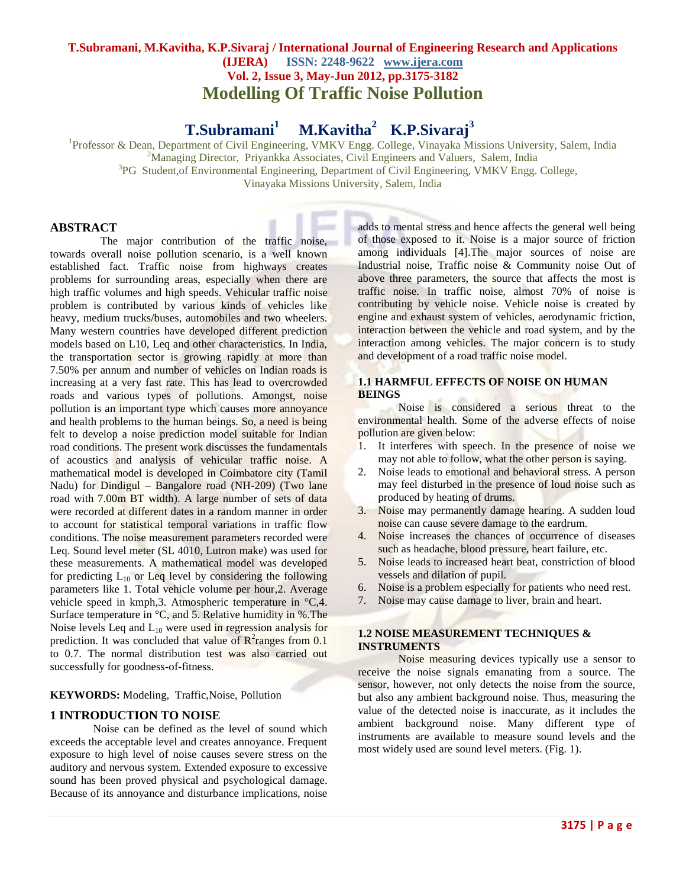# Modelling Of Traffic Noise Pollution

**T.Subramani[1] M.Kavitha[2] K.P.Sivaraj[3]**

[1]Professor & Dean, Department of Civil Engineering, VMKV Engg. College, Vinayaka Missions University, Salem, India
[2]Managing Director, Priyankka Associates, Civil Engineers and Valuers, Salem, India
[3]PG Student,of Environmental Engineering, Department of Civil Engineering, VMKV Engg. College, Vinayaka Missions University, Salem, India

## ABSTRACT

The major contribution of the traffic noise, towards overall noise pollution scenario, is a well known established fact. Traffic noise from highways creates problems for surrounding areas, especially when there are high traffic volumes and high speeds. Vehicular traffic noise problem is contributed by various kinds of vehicles like heavy, medium trucks/buses, automobiles and two wheelers. Many western countries have developed different prediction models based on L10, Leq and other characteristics. In India, the transportation sector is growing rapidly at more than 7.50% per annum and number of vehicles on Indian roads is increasing at a very fast rate. This has lead to overcrowded roads and various types of pollutions. Amongst, noise pollution is an important type which causes more annoyance and health problems to the human beings. So, a need is being felt to develop a noise prediction model suitable for Indian road conditions. The present work discusses the fundamentals of acoustics and analysis of vehicular traffic noise. A mathematical model is developed in Coimbatore city (Tamil Nadu) for Dindigul – Bangalore road (NH-209) (Two lane road with 7.00m BT width). A large number of sets of data were recorded at different dates in a random manner in order to account for statistical temporal variations in traffic flow conditions. The noise measurement parameters recorded were Leq. Sound level meter (SL 4010, Lutron make) was used for these measurements. A mathematical model was developed for predicting $L_{10}$ or Leq level by considering the following parameters like 1. Total vehicle volume per hour,2. Average vehicle speed in kmph,3. Atmospheric temperature in °C,4. Surface temperature in °C, and 5. Relative humidity in %.The Noise levels Leq and $L_{10}$ were used in regression analysis for prediction. It was concluded that value of $R^2$ranges from 0.1 to 0.7. The normal distribution test was also carried out successfully for goodness-of-fitness.

**KEYWORDS:** Modeling, Traffic,Noise, Pollution

## 1 INTRODUCTION TO NOISE

Noise can be defined as the level of sound which exceeds the acceptable level and creates annoyance. Frequent exposure to high level of noise causes severe stress on the auditory and nervous system. Extended exposure to excessive sound has been proved physical and psychological damage. Because of its annoyance and disturbance implications, noise adds to mental stress and hence affects the general well being of those exposed to it. Noise is a major source of friction among individuals [4].The major sources of noise are Industrial noise, Traffic noise & Community noise Out of above three parameters, the source that affects the most is traffic noise. In traffic noise, almost 70% of noise is contributing by vehicle noise. Vehicle noise is created by engine and exhaust system of vehicles, aerodynamic friction, interaction between the vehicle and road system, and by the interaction among vehicles. The major concern is to study and development of a road traffic noise model.

### 1.1 HARMFUL EFFECTS OF NOISE ON HUMAN BEINGS

Noise is considered a serious threat to the environmental health. Some of the adverse effects of noise pollution are given below:

1. It interferes with speech. In the presence of noise we may not able to follow, what the other person is saying.
2. Noise leads to emotional and behavioral stress. A person may feel disturbed in the presence of loud noise such as produced by heating of drums.
3. Noise may permanently damage hearing. A sudden loud noise can cause severe damage to the eardrum.
4. Noise increases the chances of occurrence of diseases such as headache, blood pressure, heart failure, etc.
5. Noise leads to increased heart beat, constriction of blood vessels and dilation of pupil.
6. Noise is a problem especially for patients who need rest.
7. Noise may cause damage to liver, brain and heart.

### 1.2 NOISE MEASUREMENT TECHNIQUES & INSTRUMENTS

Noise measuring devices typically use a sensor to receive the noise signals emanating from a source. The sensor, however, not only detects the noise from the source, but also any ambient background noise. Thus, measuring the value of the detected noise is inaccurate, as it includes the ambient background noise. Many different type of instruments are available to measure sound levels and the most widely used are sound level meters. (Fig. 1).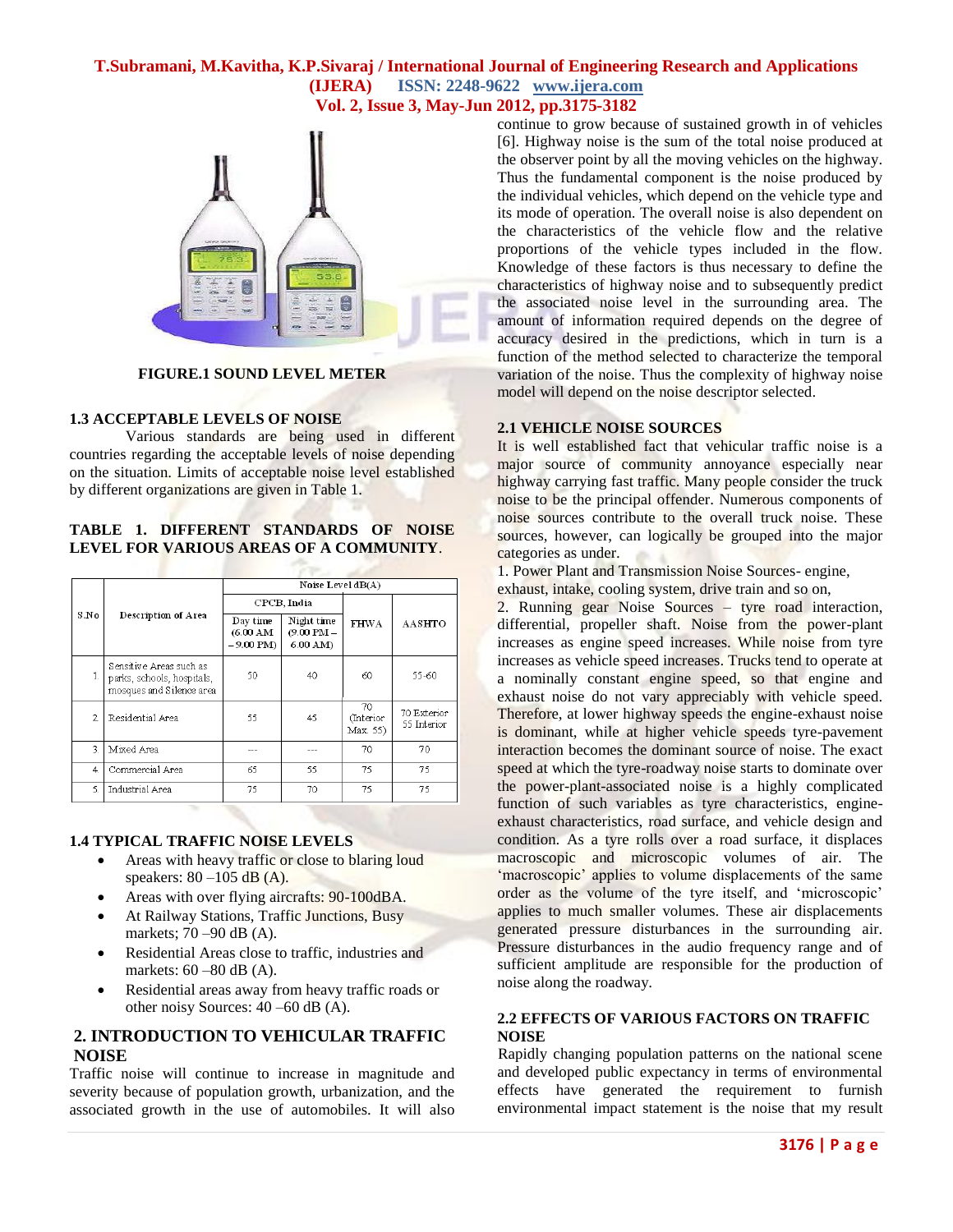FIGURE.1 SOUND LEVEL METER

### 1.3 ACCEPTABLE LEVELS OF NOISE

Various standards are being used in different countries regarding the acceptable levels of noise depending on the situation. Limits of acceptable noise level established by different organizations are given in Table 1.

**TABLE 1. DIFFERENT STANDARDS OF NOISE LEVEL FOR VARIOUS AREAS OF A COMMUNITY**.

| S.No | Description of Area | Noise Level dB(A) | | | |
|---|---|---|---|---|---|
| | | CPCB, India | | FHWA | AASHTO |
| | | Day time (6.00 AM – 9.00 PM) | Night time (9.00 PM – 6.00 AM) | | |
| 1 | Sensitive Areas such as parks, schools, hospitals, mosques and Silence area | 50 | 40 | 60 | 55-60 |
| 2 | Residential Area | 55 | 45 | 70 (Interior Max 55) | 70 Exterior 55 Interior |
| 3 | Mixed Area | --- | --- | 70 | 70 |
| 4 | Commercial Area | 65 | 55 | 75 | 75 |
| 5 | Industrial Area | 75 | 70 | 75 | 75 |

### 1.4 TYPICAL TRAFFIC NOISE LEVELS

- Areas with heavy traffic or close to blaring loud speakers: 80 –105 dB (A).
- Areas with over flying aircrafts: 90-100dBA.
- At Railway Stations, Traffic Junctions, Busy markets; 70 –90 dB (A).
- Residential Areas close to traffic, industries and markets: 60 –80 dB (A).
- Residential areas away from heavy traffic roads or other noisy Sources: 40 –60 dB (A).

## 2. INTRODUCTION TO VEHICULAR TRAFFIC NOISE

Traffic noise will continue to increase in magnitude and severity because of population growth, urbanization, and the associated growth in the use of automobiles. It will also continue to grow because of sustained growth in of vehicles [6]. Highway noise is the sum of the total noise produced at the observer point by all the moving vehicles on the highway. Thus the fundamental component is the noise produced by the individual vehicles, which depend on the vehicle type and its mode of operation. The overall noise is also dependent on the characteristics of the vehicle flow and the relative proportions of the vehicle types included in the flow. Knowledge of these factors is thus necessary to define the characteristics of highway noise and to subsequently predict the associated noise level in the surrounding area. The amount of information required depends on the degree of accuracy desired in the predictions, which in turn is a function of the method selected to characterize the temporal variation of the noise. Thus the complexity of highway noise model will depend on the noise descriptor selected.

### 2.1 VEHICLE NOISE SOURCES

It is well established fact that vehicular traffic noise is a major source of community annoyance especially near highway carrying fast traffic. Many people consider the truck noise to be the principal offender. Numerous components of noise sources contribute to the overall truck noise. These sources, however, can logically be grouped into the major categories as under.

1. Power Plant and Transmission Noise Sources- engine, exhaust, intake, cooling system, drive train and so on,
2. Running gear Noise Sources – tyre road interaction, differential, propeller shaft. Noise from the power-plant increases as engine speed increases. While noise from tyre increases as vehicle speed increases. Trucks tend to operate at a nominally constant engine speed, so that engine and exhaust noise do not vary appreciably with vehicle speed. Therefore, at lower highway speeds the engine-exhaust noise is dominant, while at higher vehicle speeds tyre-pavement interaction becomes the dominant source of noise. The exact speed at which the tyre-roadway noise starts to dominate over the power-plant-associated noise is a highly complicated function of such variables as tyre characteristics, engine-exhaust characteristics, road surface, and vehicle design and condition. As a tyre rolls over a road surface, it displaces macroscopic and microscopic volumes of air. The 'macroscopic' applies to volume displacements of the same order as the volume of the tyre itself, and 'microscopic' applies to much smaller volumes. These air displacements generated pressure disturbances in the surrounding air. Pressure disturbances in the audio frequency range and of sufficient amplitude are responsible for the production of noise along the roadway.

### 2.2 EFFECTS OF VARIOUS FACTORS ON TRAFFIC NOISE

Rapidly changing population patterns on the national scene and developed public expectancy in terms of environmental effects have generated the requirement to furnish environmental impact statement is the noise that my result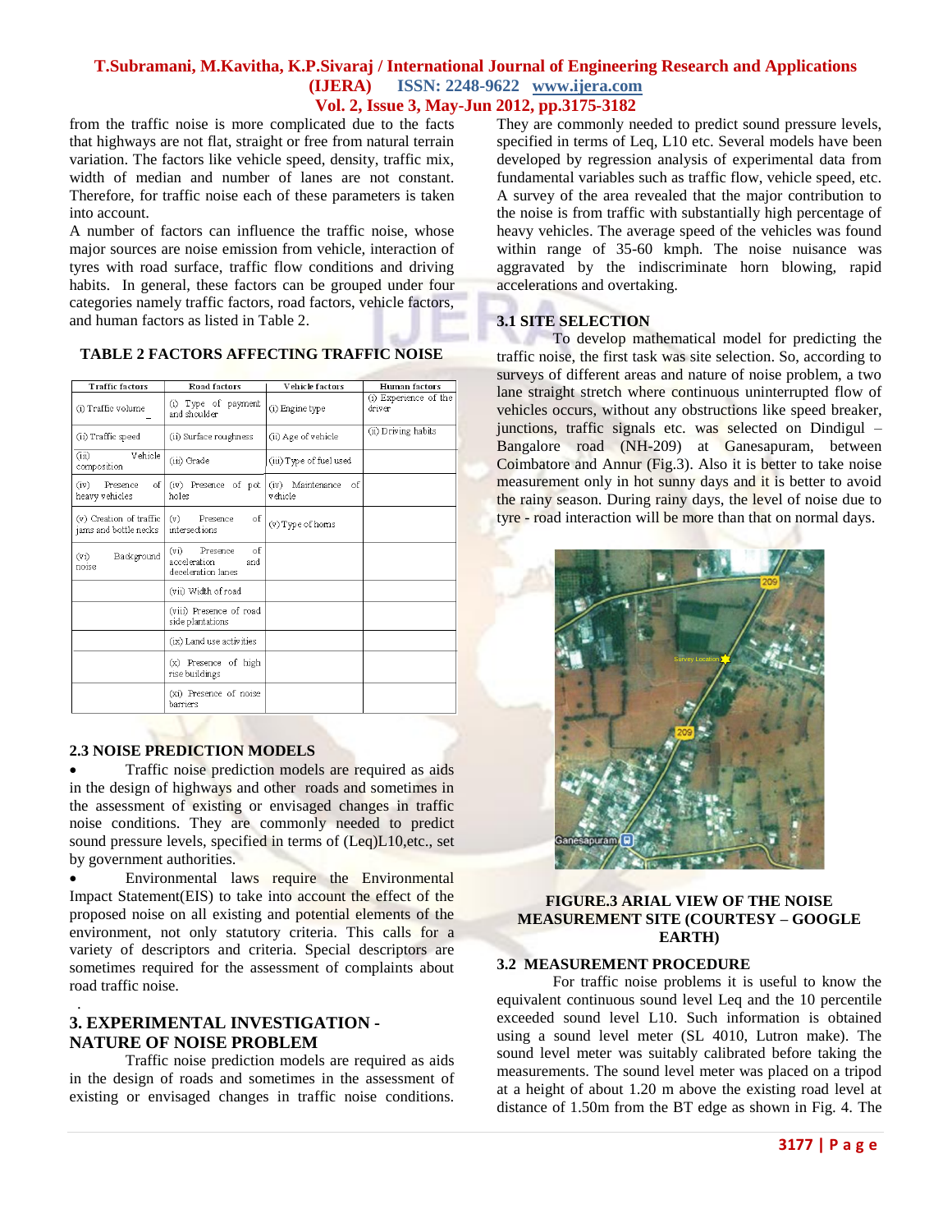from the traffic noise is more complicated due to the facts that highways are not flat, straight or free from natural terrain variation. The factors like vehicle speed, density, traffic mix, width of median and number of lanes are not constant. Therefore, for traffic noise each of these parameters is taken into account.

A number of factors can influence the traffic noise, whose major sources are noise emission from vehicle, interaction of tyres with road surface, traffic flow conditions and driving habits. In general, these factors can be grouped under four categories namely traffic factors, road factors, vehicle factors, and human factors as listed in Table 2.

**TABLE 2 FACTORS AFFECTING TRAFFIC NOISE**

| Traffic factors | Road factors | Vehicle factors | Human factors |
|---|---|---|---|
| (i) Traffic volume | (i) Type of payment and shoulder | (i) Engine type | (i) Experience of the driver |
| (ii) Traffic speed | (ii) Surface roughness | (ii) Age of vehicle | (ii) Driving habits |
| (iii) Vehicle composition | (iii) Grade | (iii) Type of fuel used | |
| (iv) Presence of heavy vehicles | (iv) Presence of pot holes | (iv) Maintenance of vehicle | |
| (v) Creation of traffic jams and bottle necks | (v) Presence of intersections | (v) Type of horns | |
| (vi) Background noise | (vi) Presence of acceleration and deceleration lanes | | |
| | (vii) Width of road | | |
| | (viii) Presence of road side plantations | | |
| | (ix) Land use activities | | |
| | (x) Presence of high rise buildings | | |
| | (xi) Presence of noise barriers | | |

### 2.3 NOISE PREDICTION MODELS

- Traffic noise prediction models are required as aids in the design of highways and other roads and sometimes in the assessment of existing or envisaged changes in traffic noise conditions. They are commonly needed to predict sound pressure levels, specified in terms of (Leq)L10,etc., set by government authorities.
- Environmental laws require the Environmental Impact Statement(EIS) to take into account the effect of the proposed noise on all existing and potential elements of the environment, not only statutory criteria. This calls for a variety of descriptors and criteria. Special descriptors are sometimes required for the assessment of complaints about road traffic noise.

## 3. EXPERIMENTAL INVESTIGATION - NATURE OF NOISE PROBLEM

Traffic noise prediction models are required as aids in the design of roads and sometimes in the assessment of existing or envisaged changes in traffic noise conditions. They are commonly needed to predict sound pressure levels, specified in terms of Leq, L10 etc. Several models have been developed by regression analysis of experimental data from fundamental variables such as traffic flow, vehicle speed, etc. A survey of the area revealed that the major contribution to the noise is from traffic with substantially high percentage of heavy vehicles. The average speed of the vehicles was found within range of 35-60 kmph. The noise nuisance was aggravated by the indiscriminate horn blowing, rapid accelerations and overtaking.

### 3.1 SITE SELECTION

To develop mathematical model for predicting the traffic noise, the first task was site selection. So, according to surveys of different areas and nature of noise problem, a two lane straight stretch where continuous uninterrupted flow of vehicles occurs, without any obstructions like speed breaker, junctions, traffic signals etc. was selected on Dindigul – Bangalore road (NH-209) at Ganesapuram, between Coimbatore and Annur (Fig.3). Also it is better to take noise measurement only in hot sunny days and it is better to avoid the rainy season. During rainy days, the level of noise due to tyre - road interaction will be more than that on normal days.

**FIGURE.3 ARIAL VIEW OF THE NOISE MEASUREMENT SITE (COURTESY – GOOGLE EARTH)**

### 3.2 MEASUREMENT PROCEDURE

For traffic noise problems it is useful to know the equivalent continuous sound level Leq and the 10 percentile exceeded sound level L10. Such information is obtained using a sound level meter (SL 4010, Lutron make). The sound level meter was suitably calibrated before taking the measurements. The sound level meter was placed on a tripod at a height of about 1.20 m above the existing road level at distance of 1.50m from the BT edge as shown in Fig. 4. The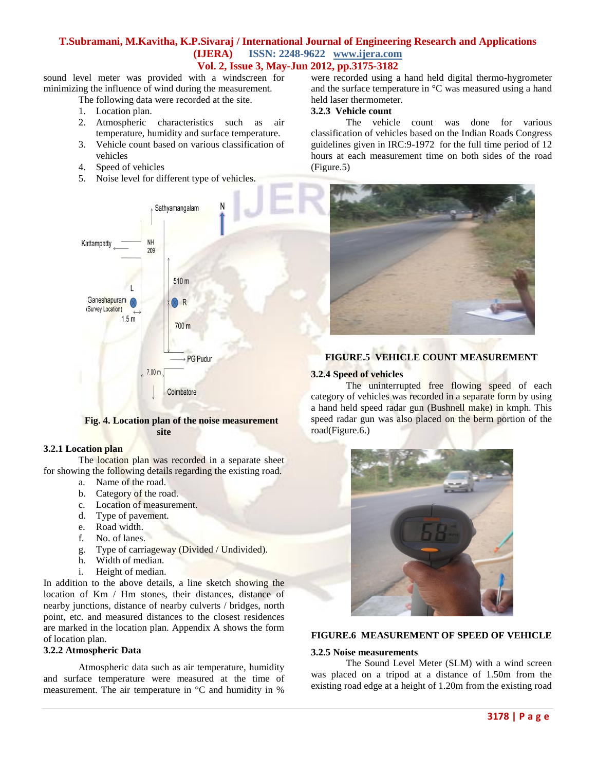sound level meter was provided with a windscreen for minimizing the influence of wind during the measurement.

The following data were recorded at the site.

1. Location plan.
2. Atmospheric characteristics such as air temperature, humidity and surface temperature.
3. Vehicle count based on various classification of vehicles
4. Speed of vehicles
5. Noise level for different type of vehicles.

**Fig. 4. Location plan of the noise measurement site**

### 3.2.1 Location plan

The location plan was recorded in a separate sheet for showing the following details regarding the existing road.

a. Name of the road.
b. Category of the road.
c. Location of measurement.
d. Type of pavement.
e. Road width.
f. No. of lanes.
g. Type of carriageway (Divided / Undivided).
h. Width of median.
i. Height of median.

In addition to the above details, a line sketch showing the location of Km / Hm stones, their distances, distance of nearby junctions, distance of nearby culverts / bridges, north point, etc. and measured distances to the closest residences are marked in the location plan. Appendix A shows the form of location plan.

### 3.2.2 Atmospheric Data

Atmospheric data such as air temperature, humidity and surface temperature were measured at the time of measurement. The air temperature in °C and humidity in % were recorded using a hand held digital thermo-hygrometer and the surface temperature in °C was measured using a hand held laser thermometer.

### 3.2.3 Vehicle count

The vehicle count was done for various classification of vehicles based on the Indian Roads Congress guidelines given in IRC:9-1972 for the full time period of 12 hours at each measurement time on both sides of the road (Figure.5)

**FIGURE.5 VEHICLE COUNT MEASUREMENT**

### 3.2.4 Speed of vehicles

The uninterrupted free flowing speed of each category of vehicles was recorded in a separate form by using a hand held speed radar gun (Bushnell make) in kmph. This speed radar gun was also placed on the berm portion of the road(Figure.6.)

**FIGURE.6 MEASUREMENT OF SPEED OF VEHICLE**

### 3.2.5 Noise measurements

The Sound Level Meter (SLM) with a wind screen was placed on a tripod at a distance of 1.50m from the existing road edge at a height of 1.20m from the existing road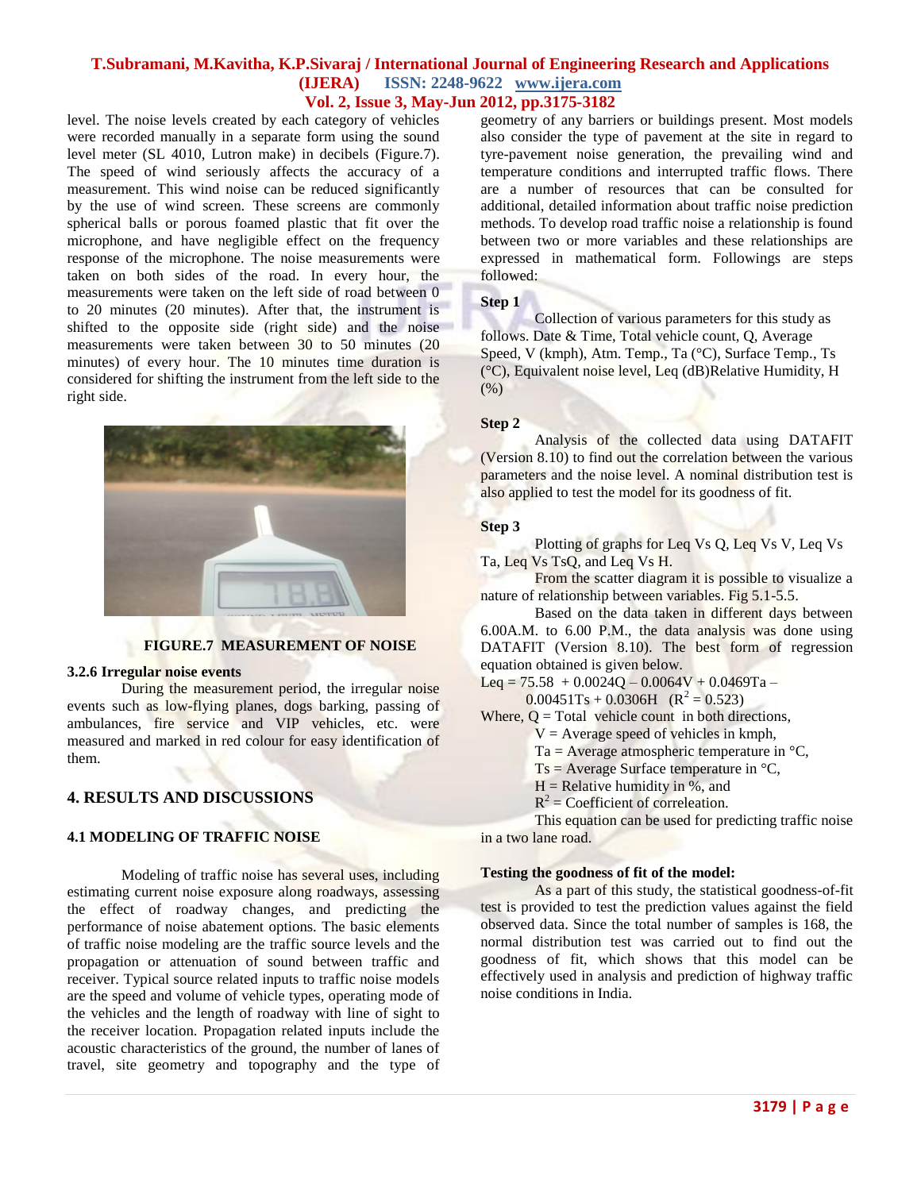level. The noise levels created by each category of vehicles were recorded manually in a separate form using the sound level meter (SL 4010, Lutron make) in decibels (Figure.7). The speed of wind seriously affects the accuracy of a measurement. This wind noise can be reduced significantly by the use of wind screen. These screens are commonly spherical balls or porous foamed plastic that fit over the microphone, and have negligible effect on the frequency response of the microphone. The noise measurements were taken on both sides of the road. In every hour, the measurements were taken on the left side of road between 0 to 20 minutes (20 minutes). After that, the instrument is shifted to the opposite side (right side) and the noise measurements were taken between 30 to 50 minutes (20 minutes) of every hour. The 10 minutes time duration is considered for shifting the instrument from the left side to the right side.

**FIGURE.7 MEASUREMENT OF NOISE**

### 3.2.6 Irregular noise events

During the measurement period, the irregular noise events such as low-flying planes, dogs barking, passing of ambulances, fire service and VIP vehicles, etc. were measured and marked in red colour for easy identification of them.

## 4. RESULTS AND DISCUSSIONS

### 4.1 MODELING OF TRAFFIC NOISE

Modeling of traffic noise has several uses, including estimating current noise exposure along roadways, assessing the effect of roadway changes, and predicting the performance of noise abatement options. The basic elements of traffic noise modeling are the traffic source levels and the propagation or attenuation of sound between traffic and receiver. Typical source related inputs to traffic noise models are the speed and volume of vehicle types, operating mode of the vehicles and the length of roadway with line of sight to the receiver location. Propagation related inputs include the acoustic characteristics of the ground, the number of lanes of travel, site geometry and topography and the type of geometry of any barriers or buildings present. Most models also consider the type of pavement at the site in regard to tyre-pavement noise generation, the prevailing wind and temperature conditions and interrupted traffic flows. There are a number of resources that can be consulted for additional, detailed information about traffic noise prediction methods. To develop road traffic noise a relationship is found between two or more variables and these relationships are expressed in mathematical form. Followings are steps followed:

**Step 1**

Collection of various parameters for this study as follows. Date & Time, Total vehicle count, Q, Average Speed, V (kmph), Atm. Temp., Ta (°C), Surface Temp., Ts (°C), Equivalent noise level, Leq (dB)Relative Humidity, H (%)

**Step 2**

Analysis of the collected data using DATAFIT (Version 8.10) to find out the correlation between the various parameters and the noise level. A nominal distribution test is also applied to test the model for its goodness of fit.

**Step 3**

Plotting of graphs for Leq Vs Q, Leq Vs V, Leq Vs Ta, Leq Vs TsQ, and Leq Vs H.

From the scatter diagram it is possible to visualize a nature of relationship between variables. Fig 5.1-5.5.

Based on the data taken in different days between 6.00A.M. to 6.00 P.M., the data analysis was done using DATAFIT (Version 8.10). The best form of regression equation obtained is given below.

$$Leq = 75.58 + 0.0024Q - 0.0064V + 0.0469Ta - 0.00451Ts + 0.0306H \quad (R^2 = 0.523)$$

Where, Q = Total vehicle count in both directions,
V = Average speed of vehicles in kmph,
Ta = Average atmospheric temperature in °C,
Ts = Average Surface temperature in °C,
H = Relative humidity in %, and
$R^2$ = Coefficient of correleation.

This equation can be used for predicting traffic noise in a two lane road.

**Testing the goodness of fit of the model:**

As a part of this study, the statistical goodness-of-fit test is provided to test the prediction values against the field observed data. Since the total number of samples is 168, the normal distribution test was carried out to find out the goodness of fit, which shows that this model can be effectively used in analysis and prediction of highway traffic noise conditions in India.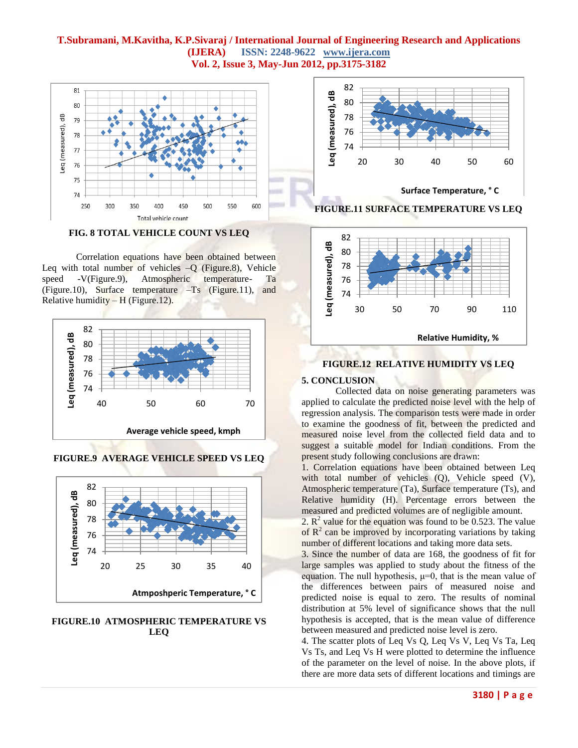FIG. 8 TOTAL VEHICLE COUNT VS LEQ

Correlation equations have been obtained between Leq with total number of vehicles –Q (Figure.8), Vehicle speed -V(Figure.9), Atmospheric temperature- Ta (Figure.10), Surface temperature –Ts (Figure.11), and Relative humidity – H (Figure.12).

FIGURE.9 AVERAGE VEHICLE SPEED VS LEQ

FIGURE.10 ATMOSPHERIC TEMPERATURE VS LEQ

FIGURE.11 SURFACE TEMPERATURE VS LEQ

FIGURE.12 RELATIVE HUMIDITY VS LEQ

## 5. CONCLUSION

Collected data on noise generating parameters was applied to calculate the predicted noise level with the help of regression analysis. The comparison tests were made in order to examine the goodness of fit, between the predicted and measured noise level from the collected field data and to suggest a suitable model for Indian conditions. From the present study following conclusions are drawn:

1. Correlation equations have been obtained between Leq with total number of vehicles (Q), Vehicle speed (V), Atmospheric temperature (Ta), Surface temperature (Ts), and Relative humidity (H). Percentage errors between the measured and predicted volumes are of negligible amount.
2. $R^2$ value for the equation was found to be 0.523. The value of $R^2$ can be improved by incorporating variations by taking number of different locations and taking more data sets.
3. Since the number of data are 168, the goodness of fit for large samples was applied to study about the fitness of the equation. The null hypothesis, $\mu=0$, that is the mean value of the differences between pairs of measured noise and predicted noise is equal to zero. The results of nominal distribution at 5% level of significance shows that the null hypothesis is accepted, that is the mean value of difference between measured and predicted noise level is zero.
4. The scatter plots of Leq Vs Q, Leq Vs V, Leq Vs Ta, Leq Vs Ts, and Leq Vs H were plotted to determine the influence of the parameter on the level of noise. In the above plots, if there are more data sets of different locations and timings are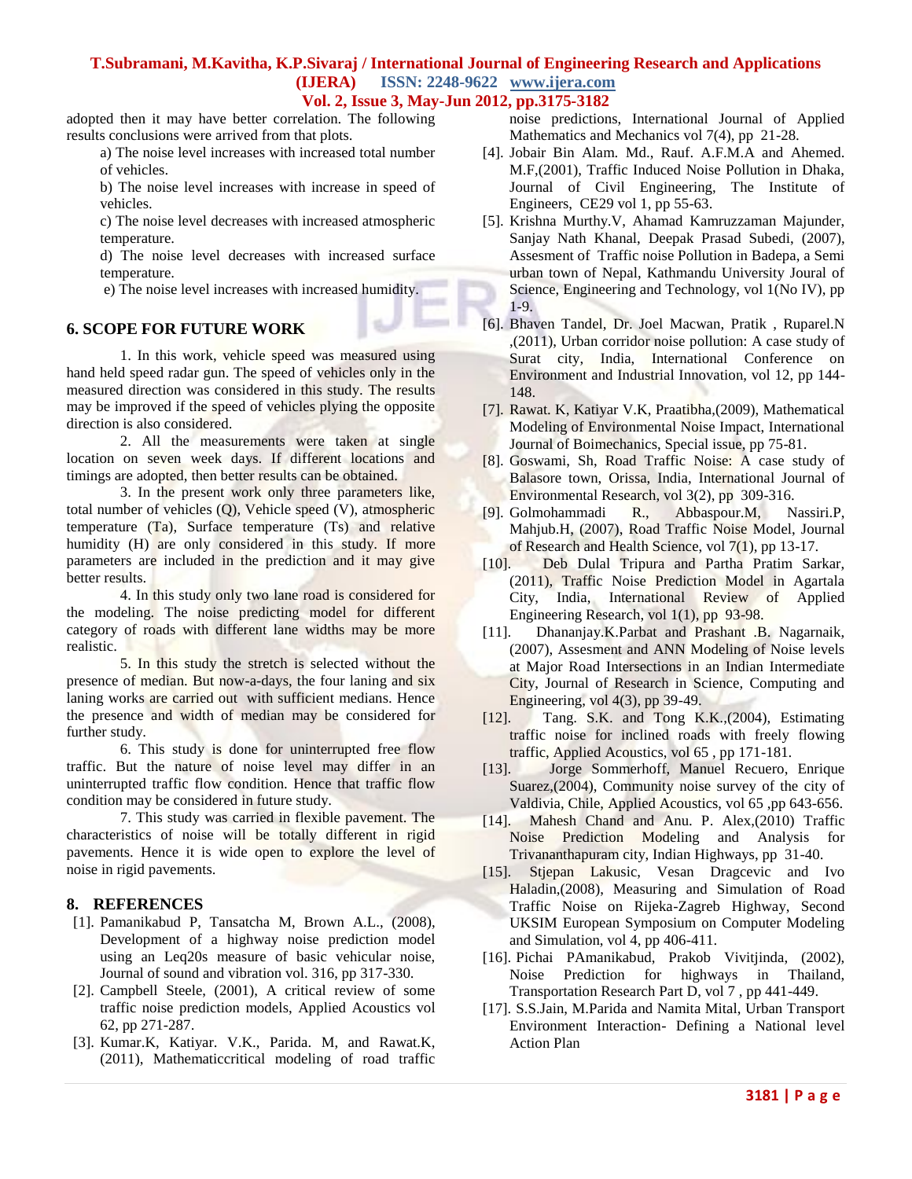adopted then it may have better correlation. The following results conclusions were arrived from that plots.

a) The noise level increases with increased total number of vehicles.

b) The noise level increases with increase in speed of vehicles.

c) The noise level decreases with increased atmospheric temperature.

d) The noise level decreases with increased surface temperature.

e) The noise level increases with increased humidity.

## 6. SCOPE FOR FUTURE WORK

1. In this work, vehicle speed was measured using hand held speed radar gun. The speed of vehicles only in the measured direction was considered in this study. The results may be improved if the speed of vehicles plying the opposite direction is also considered.

2. All the measurements were taken at single location on seven week days. If different locations and timings are adopted, then better results can be obtained.

3. In the present work only three parameters like, total number of vehicles (Q), Vehicle speed (V), atmospheric temperature (Ta), Surface temperature (Ts) and relative humidity (H) are only considered in this study. If more parameters are included in the prediction and it may give better results.

4. In this study only two lane road is considered for the modeling. The noise predicting model for different category of roads with different lane widths may be more realistic.

5. In this study the stretch is selected without the presence of median. But now-a-days, the four laning and six laning works are carried out with sufficient medians. Hence the presence and width of median may be considered for further study.

6. This study is done for uninterrupted free flow traffic. But the nature of noise level may differ in an uninterrupted traffic flow condition. Hence that traffic flow condition may be considered in future study.

7. This study was carried in flexible pavement. The characteristics of noise will be totally different in rigid pavements. Hence it is wide open to explore the level of noise in rigid pavements.

## 8. REFERENCES

[1]. Pamanikabud P, Tansatcha M, Brown A.L., (2008), Development of a highway noise prediction model using an Leq20s measure of basic vehicular noise, Journal of sound and vibration vol. 316, pp 317-330.

[2]. Campbell Steele, (2001), A critical review of some traffic noise prediction models, Applied Acoustics vol 62, pp 271-287.

[3]. Kumar.K, Katiyar. V.K., Parida. M, and Rawat.K, (2011), Mathematiccritical modeling of road traffic noise predictions, International Journal of Applied Mathematics and Mechanics vol 7(4), pp 21-28.

[4]. Jobair Bin Alam. Md., Rauf. A.F.M.A and Ahemed. M.F,(2001), Traffic Induced Noise Pollution in Dhaka, Journal of Civil Engineering, The Institute of Engineers, CE29 vol 1, pp 55-63.

[5]. Krishna Murthy.V, Ahamad Kamruzzaman Majunder, Sanjay Nath Khanal, Deepak Prasad Subedi, (2007), Assesment of Traffic noise Pollution in Badepa, a Semi urban town of Nepal, Kathmandu University Joural of Science, Engineering and Technology, vol 1(No IV), pp 1-9.

[6]. Bhaven Tandel, Dr. Joel Macwan, Pratik , Ruparel.N ,(2011), Urban corridor noise pollution: A case study of Surat city, India, International Conference on Environment and Industrial Innovation, vol 12, pp 144-148.

[7]. Rawat. K, Katiyar V.K, Praatibha,(2009), Mathematical Modeling of Environmental Noise Impact, International Journal of Boimechanics, Special issue, pp 75-81.

[8]. Goswami, Sh, Road Traffic Noise: A case study of Balasore town, Orissa, India, International Journal of Environmental Research, vol 3(2), pp 309-316.

[9]. Golmohammadi R., Abbaspour.M, Nassiri.P, Mahjub.H, (2007), Road Traffic Noise Model, Journal of Research and Health Science, vol 7(1), pp 13-17.

[10]. Deb Dulal Tripura and Partha Pratim Sarkar, (2011), Traffic Noise Prediction Model in Agartala City, India, International Review of Applied Engineering Research, vol 1(1), pp 93-98.

[11]. Dhananjay.K.Parbat and Prashant .B. Nagarnaik, (2007), Assesment and ANN Modeling of Noise levels at Major Road Intersections in an Indian Intermediate City, Journal of Research in Science, Computing and Engineering, vol 4(3), pp 39-49.

[12]. Tang. S.K. and Tong K.K.,(2004), Estimating traffic noise for inclined roads with freely flowing traffic, Applied Acoustics, vol 65 , pp 171-181.

[13]. Jorge Sommerhoff, Manuel Recuero, Enrique Suarez,(2004), Community noise survey of the city of Valdivia, Chile, Applied Acoustics, vol 65 ,pp 643-656.

[14]. Mahesh Chand and Anu. P. Alex,(2010) Traffic Noise Prediction Modeling and Analysis for Trivananthapuram city, Indian Highways, pp 31-40.

[15]. Stjepan Lakusic, Vesan Dragcevic and Ivo Haladin,(2008), Measuring and Simulation of Road Traffic Noise on Rijeka-Zagreb Highway, Second UKSIM European Symposium on Computer Modeling and Simulation, vol 4, pp 406-411.

[16]. Pichai PAmanikabud, Prakob Vivitjinda, (2002), Noise Prediction for highways in Thailand, Transportation Research Part D, vol 7 , pp 441-449.

[17]. S.S.Jain, M.Parida and Namita Mital, Urban Transport Environment Interaction- Defining a National level Action Plan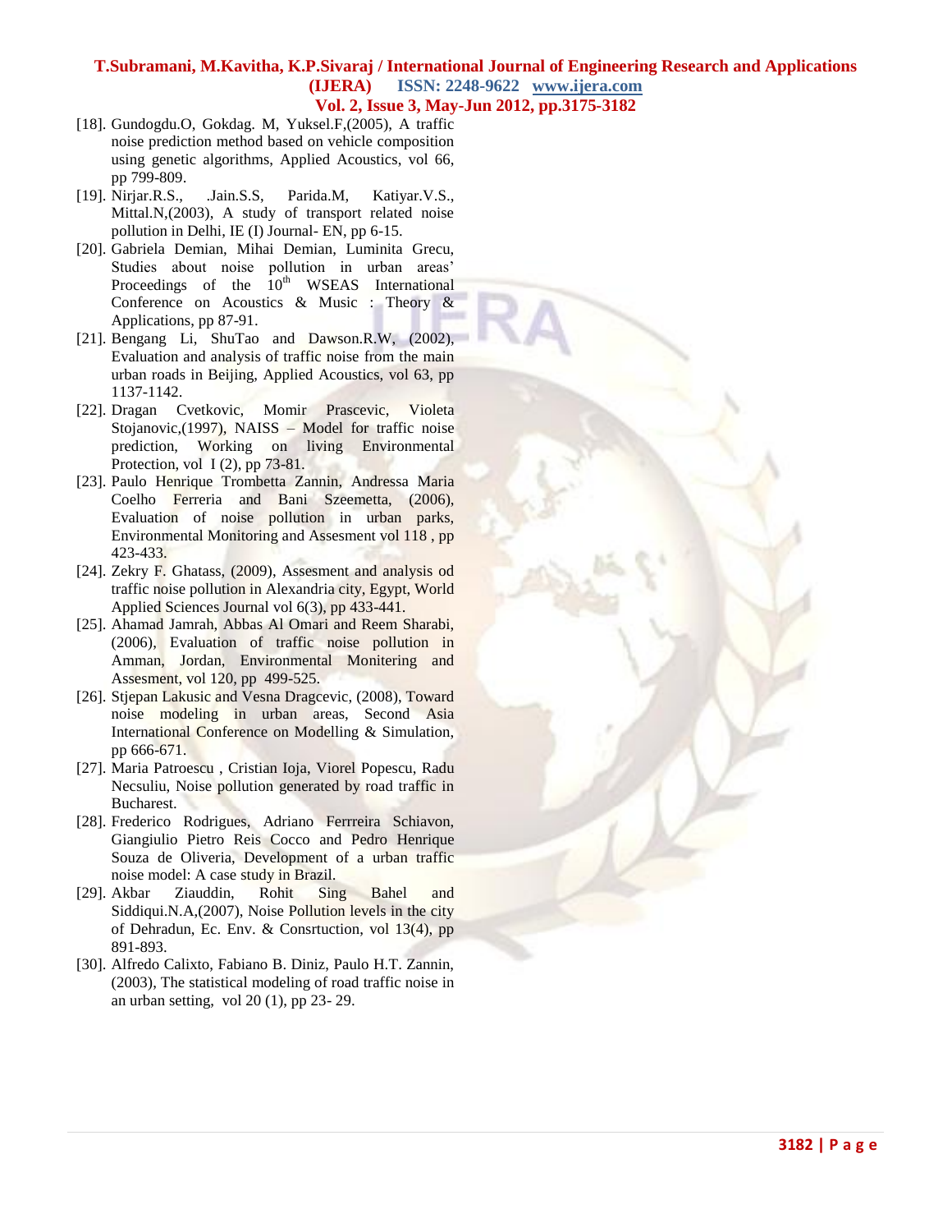[18]. Gundogdu.O, Gokdag. M, Yuksel.F,(2005), A traffic noise prediction method based on vehicle composition using genetic algorithms, Applied Acoustics, vol 66, pp 799-809.

[19]. Nirjar.R.S., .Jain.S.S, Parida.M, Katiyar.V.S., Mittal.N,(2003), A study of transport related noise pollution in Delhi, IE (I) Journal- EN, pp 6-15.

[20]. Gabriela Demian, Mihai Demian, Luminita Grecu, Studies about noise pollution in urban areas' Proceedings of the 10th WSEAS International Conference on Acoustics & Music : Theory & Applications, pp 87-91.

[21]. Bengang Li, ShuTao and Dawson.R.W, (2002), Evaluation and analysis of traffic noise from the main urban roads in Beijing, Applied Acoustics, vol 63, pp 1137-1142.

[22]. Dragan Cvetkovic, Momir Prascevic, Violeta Stojanovic,(1997), NAISS – Model for traffic noise prediction, Working on living Environmental Protection, vol I (2), pp 73-81.

[23]. Paulo Henrique Trombetta Zannin, Andressa Maria Coelho Ferreria and Bani Szeemetta, (2006), Evaluation of noise pollution in urban parks, Environmental Monitoring and Assesment vol 118 , pp 423-433.

[24]. Zekry F. Ghatass, (2009), Assesment and analysis od traffic noise pollution in Alexandria city, Egypt, World Applied Sciences Journal vol 6(3), pp 433-441.

[25]. Ahamad Jamrah, Abbas Al Omari and Reem Sharabi, (2006), Evaluation of traffic noise pollution in Amman, Jordan, Environmental Monitering and Assesment, vol 120, pp 499-525.

[26]. Stjepan Lakusic and Vesna Dragcevic, (2008), Toward noise modeling in urban areas, Second Asia International Conference on Modelling & Simulation, pp 666-671.

[27]. Maria Patroescu , Cristian Ioja, Viorel Popescu, Radu Necsuliu, Noise pollution generated by road traffic in Bucharest.

[28]. Frederico Rodrigues, Adriano Ferrreira Schiavon, Giangiulio Pietro Reis Cocco and Pedro Henrique Souza de Oliveria, Development of a urban traffic noise model: A case study in Brazil.

[29]. Akbar Ziauddin, Rohit Sing Bahel and Siddiqui.N.A,(2007), Noise Pollution levels in the city of Dehradun, Ec. Env. & Consrtuction, vol 13(4), pp 891-893.

[30]. Alfredo Calixto, Fabiano B. Diniz, Paulo H.T. Zannin, (2003), The statistical modeling of road traffic noise in an urban setting, vol 20 (1), pp 23- 29.